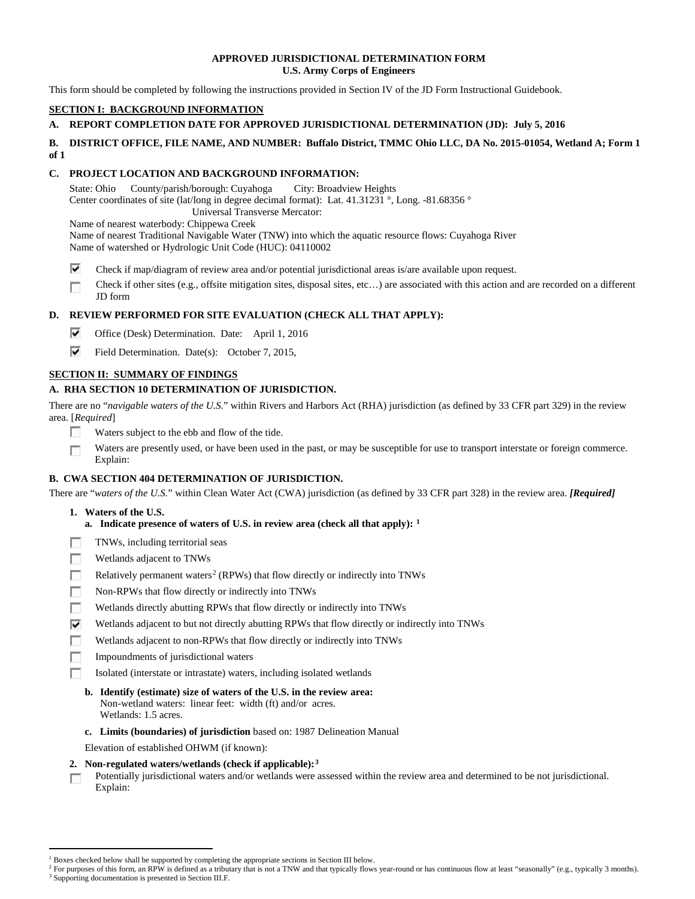**APPROVED JURISDICTIONAL DETERMINATION FORM**
**U.S. Army Corps of Engineers**

This form should be completed by following the instructions provided in Section IV of the JD Form Instructional Guidebook.

## SECTION I: BACKGROUND INFORMATION

**A. REPORT COMPLETION DATE FOR APPROVED JURISDICTIONAL DETERMINATION (JD): July 5, 2016**

**B. DISTRICT OFFICE, FILE NAME, AND NUMBER: Buffalo District, TMMC Ohio LLC, DA No. 2015-01054, Wetland A; Form 1 of 1**

**C. PROJECT LOCATION AND BACKGROUND INFORMATION:**

State: Ohio  County/parish/borough: Cuyahoga  City: Broadview Heights
Center coordinates of site (lat/long in degree decimal format): Lat. 41.31231 °, Long. -81.68356 °
Universal Transverse Mercator:
Name of nearest waterbody: Chippewa Creek
Name of nearest Traditional Navigable Water (TNW) into which the aquatic resource flows: Cuyahoga River
Name of watershed or Hydrologic Unit Code (HUC): 04110002

- ☑ Check if map/diagram of review area and/or potential jurisdictional areas is/are available upon request.
- ☐ Check if other sites (e.g., offsite mitigation sites, disposal sites, etc…) are associated with this action and are recorded on a different JD form

**D. REVIEW PERFORMED FOR SITE EVALUATION (CHECK ALL THAT APPLY):**

- ☑ Office (Desk) Determination. Date: April 1, 2016
- ☑ Field Determination. Date(s): October 7, 2015,

## SECTION II: SUMMARY OF FINDINGS

**A. RHA SECTION 10 DETERMINATION OF JURISDICTION.**

There are no "*navigable waters of the U.S.*" within Rivers and Harbors Act (RHA) jurisdiction (as defined by 33 CFR part 329) in the review area. [*Required*]

- ☐ Waters subject to the ebb and flow of the tide.
- ☐ Waters are presently used, or have been used in the past, or may be susceptible for use to transport interstate or foreign commerce. Explain:

**B. CWA SECTION 404 DETERMINATION OF JURISDICTION.**

There are "*waters of the U.S.*" within Clean Water Act (CWA) jurisdiction (as defined by 33 CFR part 328) in the review area. ***[Required]***

**1. Waters of the U.S.**

**a. Indicate presence of waters of U.S. in review area (check all that apply):** [1]

- ☐ TNWs, including territorial seas
- ☐ Wetlands adjacent to TNWs
- ☐ Relatively permanent waters[2] (RPWs) that flow directly or indirectly into TNWs
- ☐ Non-RPWs that flow directly or indirectly into TNWs
- ☐ Wetlands directly abutting RPWs that flow directly or indirectly into TNWs
- ☑ Wetlands adjacent to but not directly abutting RPWs that flow directly or indirectly into TNWs
- ☐ Wetlands adjacent to non-RPWs that flow directly or indirectly into TNWs
- ☐ Impoundments of jurisdictional waters
- ☐ Isolated (interstate or intrastate) waters, including isolated wetlands

**b. Identify (estimate) size of waters of the U.S. in the review area:**
Non-wetland waters: linear feet: width (ft) and/or acres.
Wetlands: 1.5 acres.

**c. Limits (boundaries) of jurisdiction** based on: 1987 Delineation Manual

Elevation of established OHWM (if known):

**2. Non-regulated waters/wetlands (check if applicable):**[3]

- ☐ Potentially jurisdictional waters and/or wetlands were assessed within the review area and determined to be not jurisdictional. Explain:

---

[1] Boxes checked below shall be supported by completing the appropriate sections in Section III below.
[2] For purposes of this form, an RPW is defined as a tributary that is not a TNW and that typically flows year-round or has continuous flow at least "seasonally" (e.g., typically 3 months).
[3] Supporting documentation is presented in Section III.F.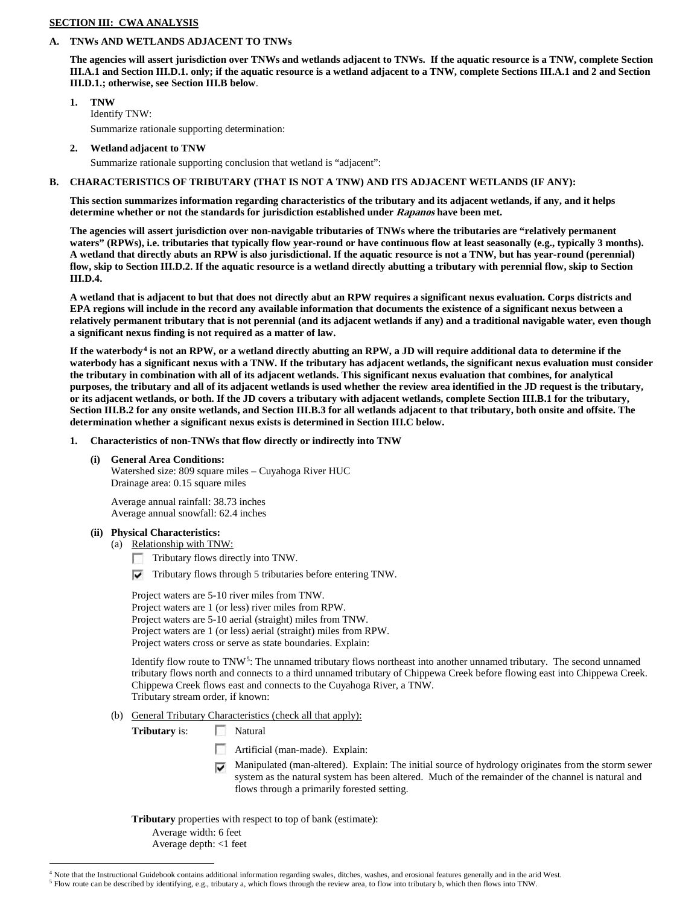**SECTION III: CWA ANALYSIS**

**A. TNWs AND WETLANDS ADJACENT TO TNWs**

**The agencies will assert jurisdiction over TNWs and wetlands adjacent to TNWs. If the aquatic resource is a TNW, complete Section III.A.1 and Section III.D.1. only; if the aquatic resource is a wetland adjacent to a TNW, complete Sections III.A.1 and 2 and Section III.D.1.; otherwise, see Section III.B below**.

**1. TNW**

Identify TNW:

Summarize rationale supporting determination:

**2. Wetland adjacent to TNW**

Summarize rationale supporting conclusion that wetland is "adjacent":

**B. CHARACTERISTICS OF TRIBUTARY (THAT IS NOT A TNW) AND ITS ADJACENT WETLANDS (IF ANY):**

**This section summarizes information regarding characteristics of the tributary and its adjacent wetlands, if any, and it helps determine whether or not the standards for jurisdiction established under *Rapanos* have been met.**

**The agencies will assert jurisdiction over non-navigable tributaries of TNWs where the tributaries are "relatively permanent waters" (RPWs), i.e. tributaries that typically flow year-round or have continuous flow at least seasonally (e.g., typically 3 months). A wetland that directly abuts an RPW is also jurisdictional. If the aquatic resource is not a TNW, but has year-round (perennial) flow, skip to Section III.D.2. If the aquatic resource is a wetland directly abutting a tributary with perennial flow, skip to Section III.D.4.**

**A wetland that is adjacent to but that does not directly abut an RPW requires a significant nexus evaluation. Corps districts and EPA regions will include in the record any available information that documents the existence of a significant nexus between a relatively permanent tributary that is not perennial (and its adjacent wetlands if any) and a traditional navigable water, even though a significant nexus finding is not required as a matter of law.**

**If the waterbody[4] is not an RPW, or a wetland directly abutting an RPW, a JD will require additional data to determine if the waterbody has a significant nexus with a TNW. If the tributary has adjacent wetlands, the significant nexus evaluation must consider the tributary in combination with all of its adjacent wetlands. This significant nexus evaluation that combines, for analytical purposes, the tributary and all of its adjacent wetlands is used whether the review area identified in the JD request is the tributary, or its adjacent wetlands, or both. If the JD covers a tributary with adjacent wetlands, complete Section III.B.1 for the tributary, Section III.B.2 for any onsite wetlands, and Section III.B.3 for all wetlands adjacent to that tributary, both onsite and offsite. The determination whether a significant nexus exists is determined in Section III.C below.**

**1. Characteristics of non-TNWs that flow directly or indirectly into TNW**

**(i) General Area Conditions:**

Watershed size: 809 square miles – Cuyahoga River HUC
Drainage area: 0.15 square miles

Average annual rainfall: 38.73 inches
Average annual snowfall: 62.4 inches

**(ii) Physical Characteristics:**

(a) Relationship with TNW:

- ☐ Tributary flows directly into TNW.
- ☑ Tributary flows through 5 tributaries before entering TNW.

Project waters are 5-10 river miles from TNW.
Project waters are 1 (or less) river miles from RPW.
Project waters are 5-10 aerial (straight) miles from TNW.
Project waters are 1 (or less) aerial (straight) miles from RPW.
Project waters cross or serve as state boundaries. Explain:

Identify flow route to TNW[5]: The unnamed tributary flows northeast into another unnamed tributary. The second unnamed tributary flows north and connects to a third unnamed tributary of Chippewa Creek before flowing east into Chippewa Creek. Chippewa Creek flows east and connects to the Cuyahoga River, a TNW.
Tributary stream order, if known:

(b) General Tributary Characteristics (check all that apply):

**Tributary** is:
- ☐ Natural
- ☐ Artificial (man-made). Explain:
- ☑ Manipulated (man-altered). Explain: The initial source of hydrology originates from the storm sewer system as the natural system has been altered. Much of the remainder of the channel is natural and flows through a primarily forested setting.

**Tributary** properties with respect to top of bank (estimate):

Average width: 6 feet
Average depth: <1 feet

---

[4] Note that the Instructional Guidebook contains additional information regarding swales, ditches, washes, and erosional features generally and in the arid West.

[5] Flow route can be described by identifying, e.g., tributary a, which flows through the review area, to flow into tributary b, which then flows into TNW.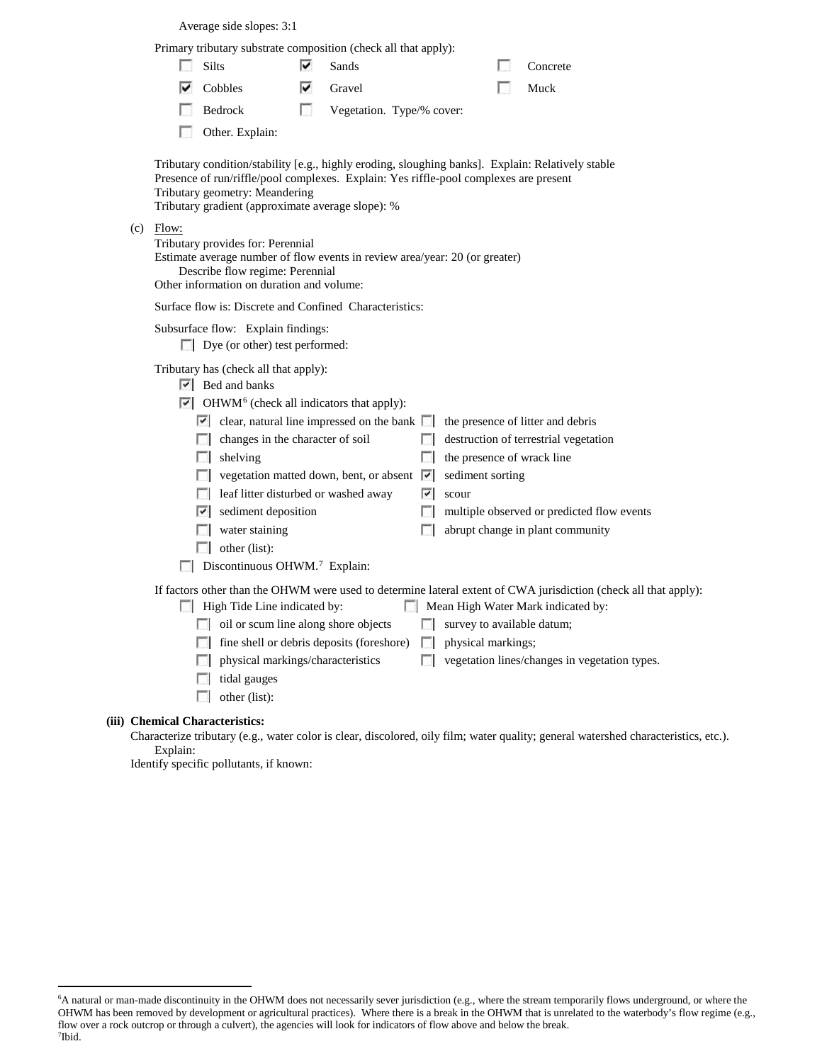Average side slopes: 3:1

Primary tributary substrate composition (check all that apply):

- [ ] Silts
- [x] Sands
- [ ] Concrete
- [x] Cobbles
- [x] Gravel
- [ ] Muck
- [ ] Bedrock
- [ ] Vegetation. Type/% cover:
- [ ] Other. Explain:

Tributary condition/stability [e.g., highly eroding, sloughing banks]. Explain: Relatively stable
Presence of run/riffle/pool complexes. Explain: Yes riffle-pool complexes are present
Tributary geometry: Meandering
Tributary gradient (approximate average slope): %

(c) Flow:

Tributary provides for: Perennial
Estimate average number of flow events in review area/year: 20 (or greater)
Describe flow regime: Perennial
Other information on duration and volume:

Surface flow is: Discrete and Confined Characteristics:

Subsurface flow: Explain findings:

- [ ] Dye (or other) test performed:

Tributary has (check all that apply):

- [x] Bed and banks
- [x] OHWM[6] (check all indicators that apply):
  - [x] clear, natural line impressed on the bank
  - [ ] the presence of litter and debris
  - [ ] changes in the character of soil
  - [ ] destruction of terrestrial vegetation
  - [ ] shelving
  - [ ] the presence of wrack line
  - [ ] vegetation matted down, bent, or absent
  - [x] sediment sorting
  - [ ] leaf litter disturbed or washed away
  - [x] scour
  - [x] sediment deposition
  - [ ] multiple observed or predicted flow events
  - [ ] water staining
  - [ ] abrupt change in plant community
  - [ ] other (list):
- [ ] Discontinuous OHWM.[7] Explain:

If factors other than the OHWM were used to determine lateral extent of CWA jurisdiction (check all that apply):

- [ ] High Tide Line indicated by:
  - [ ] oil or scum line along shore objects
  - [ ] fine shell or debris deposits (foreshore)
  - [ ] physical markings/characteristics
  - [ ] tidal gauges
  - [ ] other (list):
- [ ] Mean High Water Mark indicated by:
  - [ ] survey to available datum;
  - [ ] physical markings;
  - [ ] vegetation lines/changes in vegetation types.

**(iii) Chemical Characteristics:**

Characterize tributary (e.g., water color is clear, discolored, oily film; water quality; general watershed characteristics, etc.). Explain:
Identify specific pollutants, if known:

---

[6]A natural or man-made discontinuity in the OHWM does not necessarily sever jurisdiction (e.g., where the stream temporarily flows underground, or where the OHWM has been removed by development or agricultural practices). Where there is a break in the OHWM that is unrelated to the waterbody's flow regime (e.g., flow over a rock outcrop or through a culvert), the agencies will look for indicators of flow above and below the break.
[7]Ibid.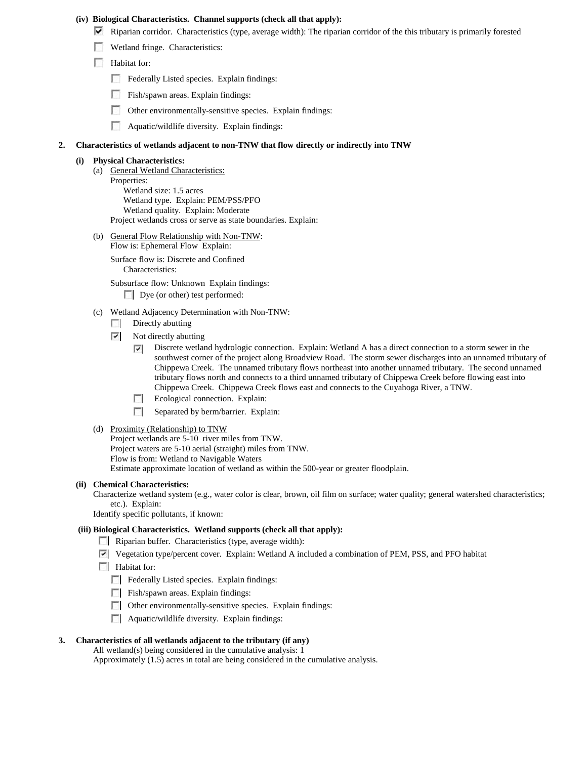**(iv) Biological Characteristics. Channel supports (check all that apply):**

- [x] Riparian corridor. Characteristics (type, average width): The riparian corridor of the this tributary is primarily forested
- [ ] Wetland fringe. Characteristics:
- [ ] Habitat for:
  - [ ] Federally Listed species. Explain findings:
  - [ ] Fish/spawn areas. Explain findings:
  - [ ] Other environmentally-sensitive species. Explain findings:
  - [ ] Aquatic/wildlife diversity. Explain findings:

**2. Characteristics of wetlands adjacent to non-TNW that flow directly or indirectly into TNW**

**(i) Physical Characteristics:**

(a) General Wetland Characteristics:
Properties:
Wetland size: 1.5 acres
Wetland type. Explain: PEM/PSS/PFO
Wetland quality. Explain: Moderate
Project wetlands cross or serve as state boundaries. Explain:

(b) General Flow Relationship with Non-TNW:
Flow is: Ephemeral Flow Explain:

Surface flow is: Discrete and Confined
Characteristics:

Subsurface flow: Unknown Explain findings:
- [ ] Dye (or other) test performed:

(c) Wetland Adjacency Determination with Non-TNW:
- [ ] Directly abutting
- [x] Not directly abutting
  - [x] Discrete wetland hydrologic connection. Explain: Wetland A has a direct connection to a storm sewer in the southwest corner of the project along Broadview Road. The storm sewer discharges into an unnamed tributary of Chippewa Creek. The unnamed tributary flows northeast into another unnamed tributary. The second unnamed tributary flows north and connects to a third unnamed tributary of Chippewa Creek before flowing east into Chippewa Creek. Chippewa Creek flows east and connects to the Cuyahoga River, a TNW.
  - [ ] Ecological connection. Explain:
  - [ ] Separated by berm/barrier. Explain:

(d) Proximity (Relationship) to TNW
Project wetlands are 5-10 river miles from TNW.
Project waters are 5-10 aerial (straight) miles from TNW.
Flow is from: Wetland to Navigable Waters
Estimate approximate location of wetland as within the 500-year or greater floodplain.

**(ii) Chemical Characteristics:**
Characterize wetland system (e.g., water color is clear, brown, oil film on surface; water quality; general watershed characteristics; etc.). Explain:
Identify specific pollutants, if known:

**(iii) Biological Characteristics. Wetland supports (check all that apply):**

- [ ] Riparian buffer. Characteristics (type, average width):
- [x] Vegetation type/percent cover. Explain: Wetland A included a combination of PEM, PSS, and PFO habitat
- [ ] Habitat for:
  - [ ] Federally Listed species. Explain findings:
  - [ ] Fish/spawn areas. Explain findings:
  - [ ] Other environmentally-sensitive species. Explain findings:
  - [ ] Aquatic/wildlife diversity. Explain findings:

**3. Characteristics of all wetlands adjacent to the tributary (if any)**
All wetland(s) being considered in the cumulative analysis: 1
Approximately (1.5) acres in total are being considered in the cumulative analysis.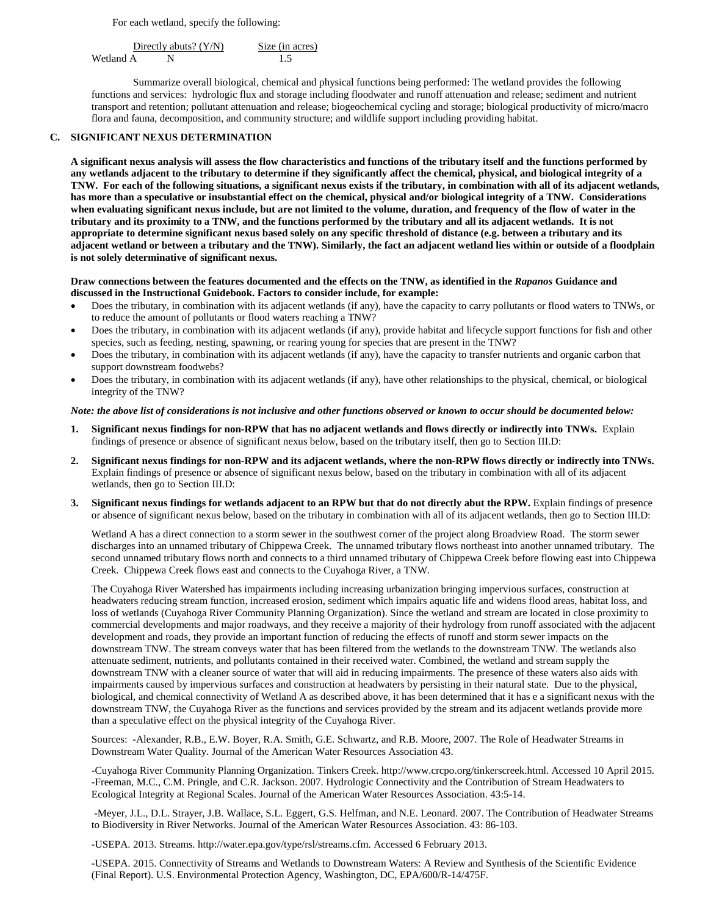For each wetland, specify the following:

| | Directly abuts? (Y/N) | Size (in acres) |
|---|---|---|
| Wetland A | N | 1.5 |

Summarize overall biological, chemical and physical functions being performed: The wetland provides the following functions and services: hydrologic flux and storage including floodwater and runoff attenuation and release; sediment and nutrient transport and retention; pollutant attenuation and release; biogeochemical cycling and storage; biological productivity of micro/macro flora and fauna, decomposition, and community structure; and wildlife support including providing habitat.

## C. SIGNIFICANT NEXUS DETERMINATION

**A significant nexus analysis will assess the flow characteristics and functions of the tributary itself and the functions performed by any wetlands adjacent to the tributary to determine if they significantly affect the chemical, physical, and biological integrity of a TNW. For each of the following situations, a significant nexus exists if the tributary, in combination with all of its adjacent wetlands, has more than a speculative or insubstantial effect on the chemical, physical and/or biological integrity of a TNW. Considerations when evaluating significant nexus include, but are not limited to the volume, duration, and frequency of the flow of water in the tributary and its proximity to a TNW, and the functions performed by the tributary and all its adjacent wetlands. It is not appropriate to determine significant nexus based solely on any specific threshold of distance (e.g. between a tributary and its adjacent wetland or between a tributary and the TNW). Similarly, the fact an adjacent wetland lies within or outside of a floodplain is not solely determinative of significant nexus.**

**Draw connections between the features documented and the effects on the TNW, as identified in the *Rapanos* Guidance and discussed in the Instructional Guidebook. Factors to consider include, for example:**

- Does the tributary, in combination with its adjacent wetlands (if any), have the capacity to carry pollutants or flood waters to TNWs, or to reduce the amount of pollutants or flood waters reaching a TNW?
- Does the tributary, in combination with its adjacent wetlands (if any), provide habitat and lifecycle support functions for fish and other species, such as feeding, nesting, spawning, or rearing young for species that are present in the TNW?
- Does the tributary, in combination with its adjacent wetlands (if any), have the capacity to transfer nutrients and organic carbon that support downstream foodwebs?
- Does the tributary, in combination with its adjacent wetlands (if any), have other relationships to the physical, chemical, or biological integrity of the TNW?

***Note: the above list of considerations is not inclusive and other functions observed or known to occur should be documented below:***

1. **Significant nexus findings for non-RPW that has no adjacent wetlands and flows directly or indirectly into TNWs.** Explain findings of presence or absence of significant nexus below, based on the tributary itself, then go to Section III.D:

2. **Significant nexus findings for non-RPW and its adjacent wetlands, where the non-RPW flows directly or indirectly into TNWs.** Explain findings of presence or absence of significant nexus below, based on the tributary in combination with all of its adjacent wetlands, then go to Section III.D:

3. **Significant nexus findings for wetlands adjacent to an RPW but that do not directly abut the RPW.** Explain findings of presence or absence of significant nexus below, based on the tributary in combination with all of its adjacent wetlands, then go to Section III.D:

   Wetland A has a direct connection to a storm sewer in the southwest corner of the project along Broadview Road. The storm sewer discharges into an unnamed tributary of Chippewa Creek. The unnamed tributary flows northeast into another unnamed tributary. The second unnamed tributary flows north and connects to a third unnamed tributary of Chippewa Creek before flowing east into Chippewa Creek. Chippewa Creek flows east and connects to the Cuyahoga River, a TNW.

   The Cuyahoga River Watershed has impairments including increasing urbanization bringing impervious surfaces, construction at headwaters reducing stream function, increased erosion, sediment which impairs aquatic life and widens flood areas, habitat loss, and loss of wetlands (Cuyahoga River Community Planning Organization). Since the wetland and stream are located in close proximity to commercial developments and major roadways, and they receive a majority of their hydrology from runoff associated with the adjacent development and roads, they provide an important function of reducing the effects of runoff and storm sewer impacts on the downstream TNW. The stream conveys water that has been filtered from the wetlands to the downstream TNW. The wetlands also attenuate sediment, nutrients, and pollutants contained in their received water. Combined, the wetland and stream supply the downstream TNW with a cleaner source of water that will aid in reducing impairments. The presence of these waters also aids with impairments caused by impervious surfaces and construction at headwaters by persisting in their natural state. Due to the physical, biological, and chemical connectivity of Wetland A as described above, it has been determined that it has e a significant nexus with the downstream TNW, the Cuyahoga River as the functions and services provided by the stream and its adjacent wetlands provide more than a speculative effect on the physical integrity of the Cuyahoga River.

   Sources: -Alexander, R.B., E.W. Boyer, R.A. Smith, G.E. Schwartz, and R.B. Moore, 2007. The Role of Headwater Streams in Downstream Water Quality. Journal of the American Water Resources Association 43.

   -Cuyahoga River Community Planning Organization. Tinkers Creek. http://www.crcpo.org/tinkerscreek.html. Accessed 10 April 2015.
   -Freeman, M.C., C.M. Pringle, and C.R. Jackson. 2007. Hydrologic Connectivity and the Contribution of Stream Headwaters to Ecological Integrity at Regional Scales. Journal of the American Water Resources Association. 43:5-14.

   -Meyer, J.L., D.L. Strayer, J.B. Wallace, S.L. Eggert, G.S. Helfman, and N.E. Leonard. 2007. The Contribution of Headwater Streams to Biodiversity in River Networks. Journal of the American Water Resources Association. 43: 86-103.

   -USEPA. 2013. Streams. http://water.epa.gov/type/rsl/streams.cfm. Accessed 6 February 2013.

   -USEPA. 2015. Connectivity of Streams and Wetlands to Downstream Waters: A Review and Synthesis of the Scientific Evidence (Final Report). U.S. Environmental Protection Agency, Washington, DC, EPA/600/R-14/475F.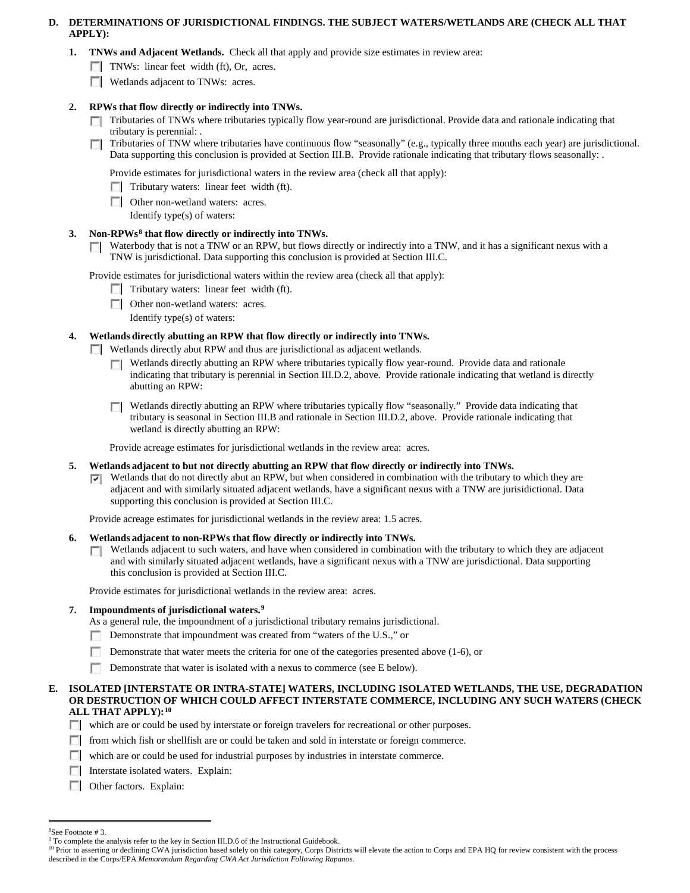**D. DETERMINATIONS OF JURISDICTIONAL FINDINGS. THE SUBJECT WATERS/WETLANDS ARE (CHECK ALL THAT APPLY):**

**1. TNWs and Adjacent Wetlands.** Check all that apply and provide size estimates in review area:

- [ ] TNWs: linear feet width (ft), Or, acres.
- [ ] Wetlands adjacent to TNWs: acres.

**2. RPWs that flow directly or indirectly into TNWs.**

- [ ] Tributaries of TNWs where tributaries typically flow year-round are jurisdictional. Provide data and rationale indicating that tributary is perennial: .
- [ ] Tributaries of TNW where tributaries have continuous flow "seasonally" (e.g., typically three months each year) are jurisdictional. Data supporting this conclusion is provided at Section III.B. Provide rationale indicating that tributary flows seasonally: .

Provide estimates for jurisdictional waters in the review area (check all that apply):

- [ ] Tributary waters: linear feet width (ft).
- [ ] Other non-wetland waters: acres.
  Identify type(s) of waters:

**3. Non-RPWs[8] that flow directly or indirectly into TNWs.**

- [ ] Waterbody that is not a TNW or an RPW, but flows directly or indirectly into a TNW, and it has a significant nexus with a TNW is jurisdictional. Data supporting this conclusion is provided at Section III.C.

Provide estimates for jurisdictional waters within the review area (check all that apply):

- [ ] Tributary waters: linear feet width (ft).
- [ ] Other non-wetland waters: acres.
  Identify type(s) of waters:

**4. Wetlands directly abutting an RPW that flow directly or indirectly into TNWs.**

- [ ] Wetlands directly abut RPW and thus are jurisdictional as adjacent wetlands.
  - [ ] Wetlands directly abutting an RPW where tributaries typically flow year-round. Provide data and rationale indicating that tributary is perennial in Section III.D.2, above. Provide rationale indicating that wetland is directly abutting an RPW:
  - [ ] Wetlands directly abutting an RPW where tributaries typically flow "seasonally." Provide data indicating that tributary is seasonal in Section III.B and rationale in Section III.D.2, above. Provide rationale indicating that wetland is directly abutting an RPW:

Provide acreage estimates for jurisdictional wetlands in the review area: acres.

**5. Wetlands adjacent to but not directly abutting an RPW that flow directly or indirectly into TNWs.**

- [x] Wetlands that do not directly abut an RPW, but when considered in combination with the tributary to which they are adjacent and with similarly situated adjacent wetlands, have a significant nexus with a TNW are jurisidictional. Data supporting this conclusion is provided at Section III.C.

Provide acreage estimates for jurisdictional wetlands in the review area: 1.5 acres.

**6. Wetlands adjacent to non-RPWs that flow directly or indirectly into TNWs.**

- [ ] Wetlands adjacent to such waters, and have when considered in combination with the tributary to which they are adjacent and with similarly situated adjacent wetlands, have a significant nexus with a TNW are jurisdictional. Data supporting this conclusion is provided at Section III.C.

Provide estimates for jurisdictional wetlands in the review area: acres.

**7. Impoundments of jurisdictional waters.[9]**

As a general rule, the impoundment of a jurisdictional tributary remains jurisdictional.

- [ ] Demonstrate that impoundment was created from "waters of the U.S.," or
- [ ] Demonstrate that water meets the criteria for one of the categories presented above (1-6), or
- [ ] Demonstrate that water is isolated with a nexus to commerce (see E below).

**E. ISOLATED [INTERSTATE OR INTRA-STATE] WATERS, INCLUDING ISOLATED WETLANDS, THE USE, DEGRADATION OR DESTRUCTION OF WHICH COULD AFFECT INTERSTATE COMMERCE, INCLUDING ANY SUCH WATERS (CHECK ALL THAT APPLY):[10]**

- [ ] which are or could be used by interstate or foreign travelers for recreational or other purposes.
- [ ] from which fish or shellfish are or could be taken and sold in interstate or foreign commerce.
- [ ] which are or could be used for industrial purposes by industries in interstate commerce.
- [ ] Interstate isolated waters. Explain:
- [ ] Other factors. Explain:

---

[8] See Footnote # 3.

[9] To complete the analysis refer to the key in Section III.D.6 of the Instructional Guidebook.

[10] Prior to asserting or declining CWA jurisdiction based solely on this category, Corps Districts will elevate the action to Corps and EPA HQ for review consistent with the process described in the Corps/EPA *Memorandum Regarding CWA Act Jurisdiction Following Rapanos.*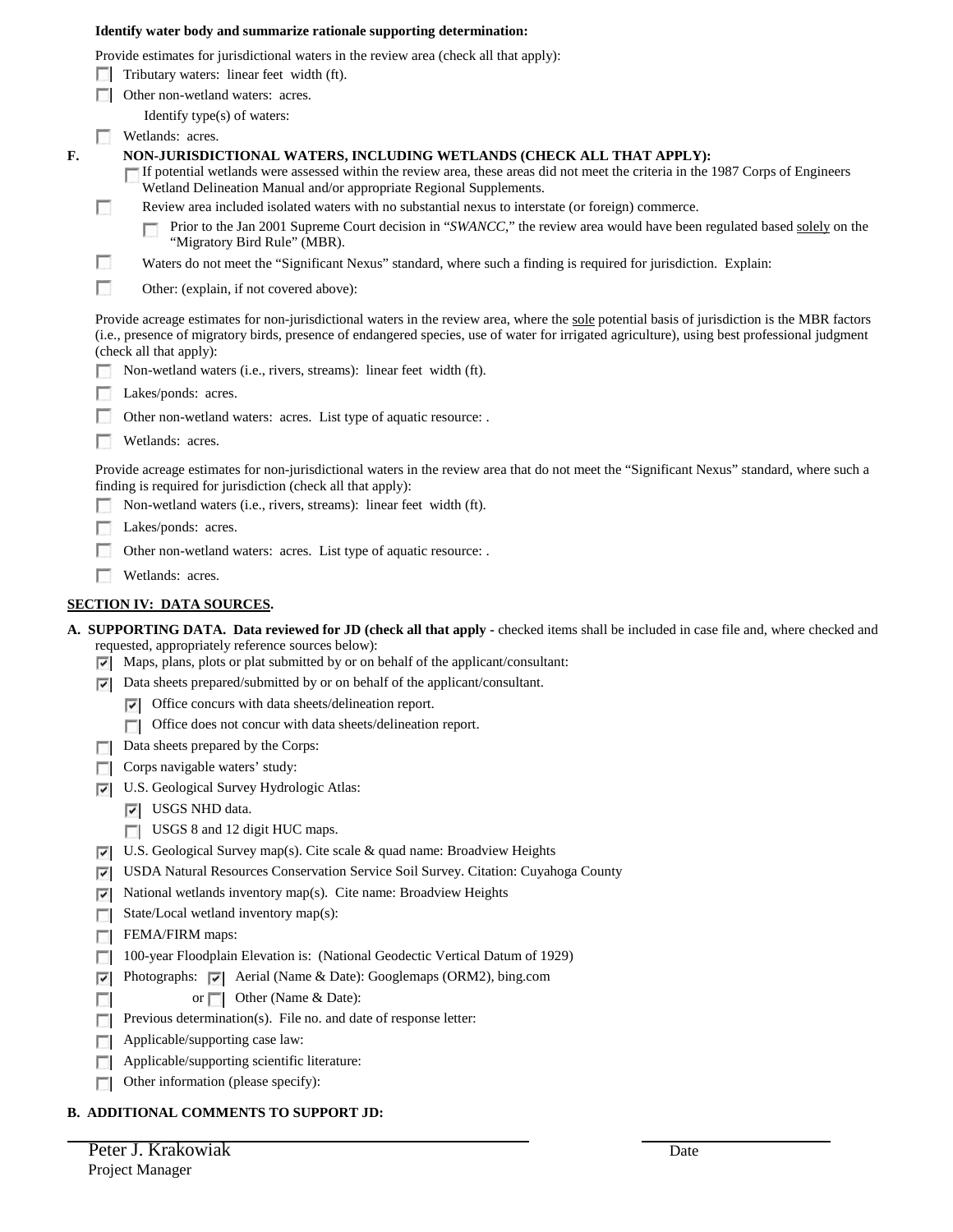**Identify water body and summarize rationale supporting determination:**

Provide estimates for jurisdictional waters in the review area (check all that apply):

- ☐ Tributary waters: linear feet width (ft).
- ☐ Other non-wetland waters: acres.
  - Identify type(s) of waters:
- ☐ Wetlands: acres.

**F. NON-JURISDICTIONAL WATERS, INCLUDING WETLANDS (CHECK ALL THAT APPLY):**

- ☐ If potential wetlands were assessed within the review area, these areas did not meet the criteria in the 1987 Corps of Engineers Wetland Delineation Manual and/or appropriate Regional Supplements.
- ☐ Review area included isolated waters with no substantial nexus to interstate (or foreign) commerce.
  - ☐ Prior to the Jan 2001 Supreme Court decision in "*SWANCC*," the review area would have been regulated based solely on the "Migratory Bird Rule" (MBR).
- ☐ Waters do not meet the "Significant Nexus" standard, where such a finding is required for jurisdiction. Explain:
- ☐ Other: (explain, if not covered above):

Provide acreage estimates for non-jurisdictional waters in the review area, where the sole potential basis of jurisdiction is the MBR factors (i.e., presence of migratory birds, presence of endangered species, use of water for irrigated agriculture), using best professional judgment (check all that apply):

- ☐ Non-wetland waters (i.e., rivers, streams): linear feet width (ft).
- ☐ Lakes/ponds: acres.
- ☐ Other non-wetland waters: acres. List type of aquatic resource: .
- ☐ Wetlands: acres.

Provide acreage estimates for non-jurisdictional waters in the review area that do not meet the "Significant Nexus" standard, where such a finding is required for jurisdiction (check all that apply):

- ☐ Non-wetland waters (i.e., rivers, streams): linear feet width (ft).
- ☐ Lakes/ponds: acres.
- ☐ Other non-wetland waters: acres. List type of aquatic resource: .
- ☐ Wetlands: acres.

## SECTION IV: DATA SOURCES.

**A. SUPPORTING DATA. Data reviewed for JD (check all that apply -** checked items shall be included in case file and, where checked and requested, appropriately reference sources below):

- ☑ Maps, plans, plots or plat submitted by or on behalf of the applicant/consultant:
- ☑ Data sheets prepared/submitted by or on behalf of the applicant/consultant.
  - ☑ Office concurs with data sheets/delineation report.
  - ☐ Office does not concur with data sheets/delineation report.
- ☐ Data sheets prepared by the Corps:
- ☐ Corps navigable waters' study:
- ☑ U.S. Geological Survey Hydrologic Atlas:
  - ☑ USGS NHD data.
  - ☐ USGS 8 and 12 digit HUC maps.
- ☑ U.S. Geological Survey map(s). Cite scale & quad name: Broadview Heights
- ☑ USDA Natural Resources Conservation Service Soil Survey. Citation: Cuyahoga County
- ☑ National wetlands inventory map(s). Cite name: Broadview Heights
- ☐ State/Local wetland inventory map(s):
- ☐ FEMA/FIRM maps:
- ☐ 100-year Floodplain Elevation is: (National Geodectic Vertical Datum of 1929)
- ☑ Photographs: ☑ Aerial (Name & Date): Googlemaps (ORM2), bing.com
- ☐ or ☐ Other (Name & Date):
- ☐ Previous determination(s). File no. and date of response letter:
- ☐ Applicable/supporting case law:
- ☐ Applicable/supporting scientific literature:
- ☐ Other information (please specify):

**B. ADDITIONAL COMMENTS TO SUPPORT JD:**

Peter J. Krakowiak
Project Manager

Date